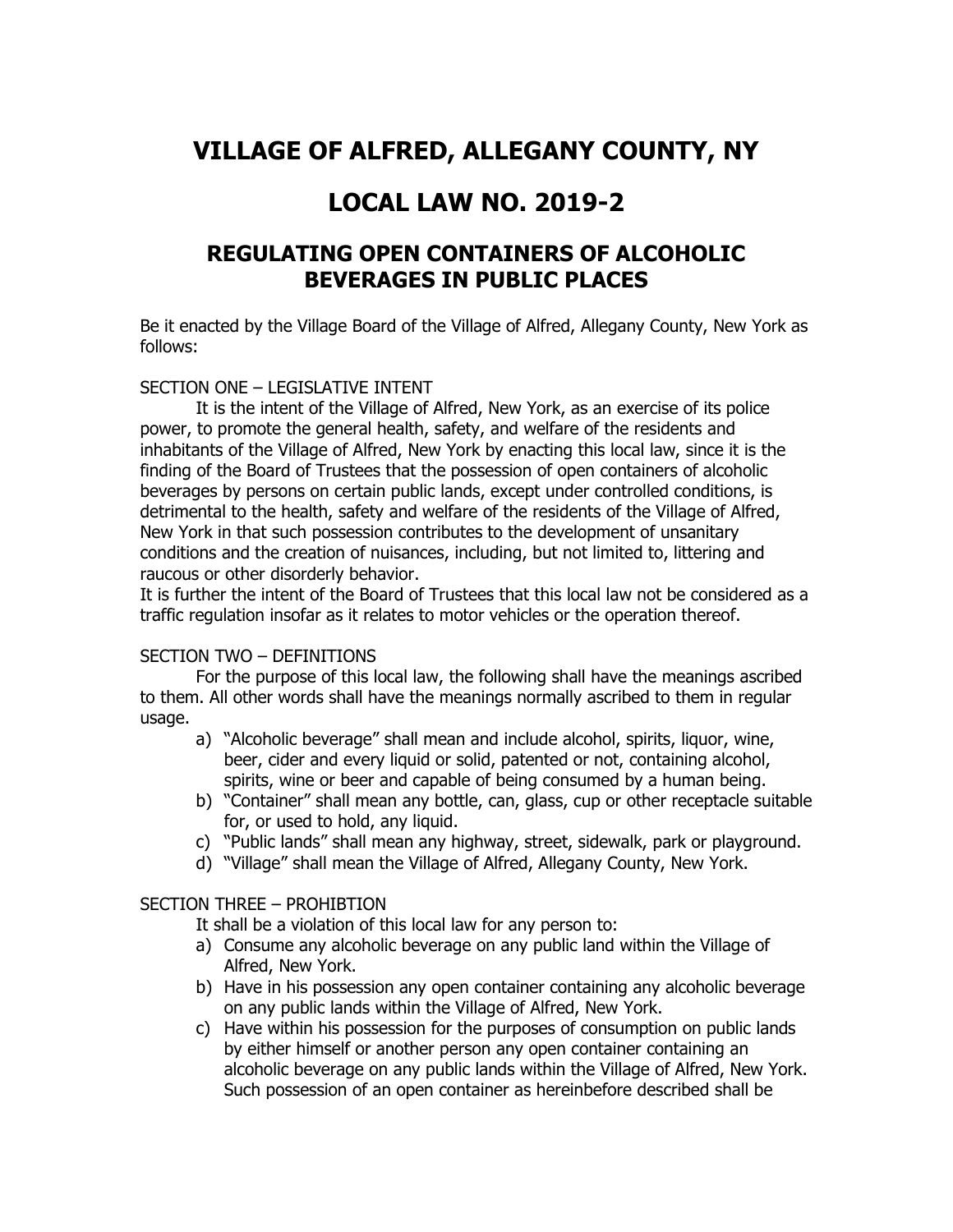# VILLAGE OF ALFRED, ALLEGANY COUNTY, NY

# LOCAL LAW NO. 2019-2

## REGULATING OPEN CONTAINERS OF ALCOHOLIC BEVERAGES IN PUBLIC PLACES

Be it enacted by the Village Board of the Village of Alfred, Allegany County, New York as follows:

SECTION ONE – LEGISLATIVE INTENT

It is the intent of the Village of Alfred, New York, as an exercise of its police power, to promote the general health, safety, and welfare of the residents and inhabitants of the Village of Alfred, New York by enacting this local law, since it is the finding of the Board of Trustees that the possession of open containers of alcoholic beverages by persons on certain public lands, except under controlled conditions, is detrimental to the health, safety and welfare of the residents of the Village of Alfred, New York in that such possession contributes to the development of unsanitary conditions and the creation of nuisances, including, but not limited to, littering and raucous or other disorderly behavior.

It is further the intent of the Board of Trustees that this local law not be considered as a traffic regulation insofar as it relates to motor vehicles or the operation thereof.

SECTION TWO – DEFINITIONS

For the purpose of this local law, the following shall have the meanings ascribed to them. All other words shall have the meanings normally ascribed to them in regular usage.

a) "Alcoholic beverage" shall mean and include alcohol, spirits, liquor, wine, beer, cider and every liquid or solid, patented or not, containing alcohol, spirits, wine or beer and capable of being consumed by a human being.
b) "Container" shall mean any bottle, can, glass, cup or other receptacle suitable for, or used to hold, any liquid.
c) "Public lands" shall mean any highway, street, sidewalk, park or playground.
d) "Village" shall mean the Village of Alfred, Allegany County, New York.

SECTION THREE – PROHIBTION

It shall be a violation of this local law for any person to:

a) Consume any alcoholic beverage on any public land within the Village of Alfred, New York.
b) Have in his possession any open container containing any alcoholic beverage on any public lands within the Village of Alfred, New York.
c) Have within his possession for the purposes of consumption on public lands by either himself or another person any open container containing an alcoholic beverage on any public lands within the Village of Alfred, New York. Such possession of an open container as hereinbefore described shall be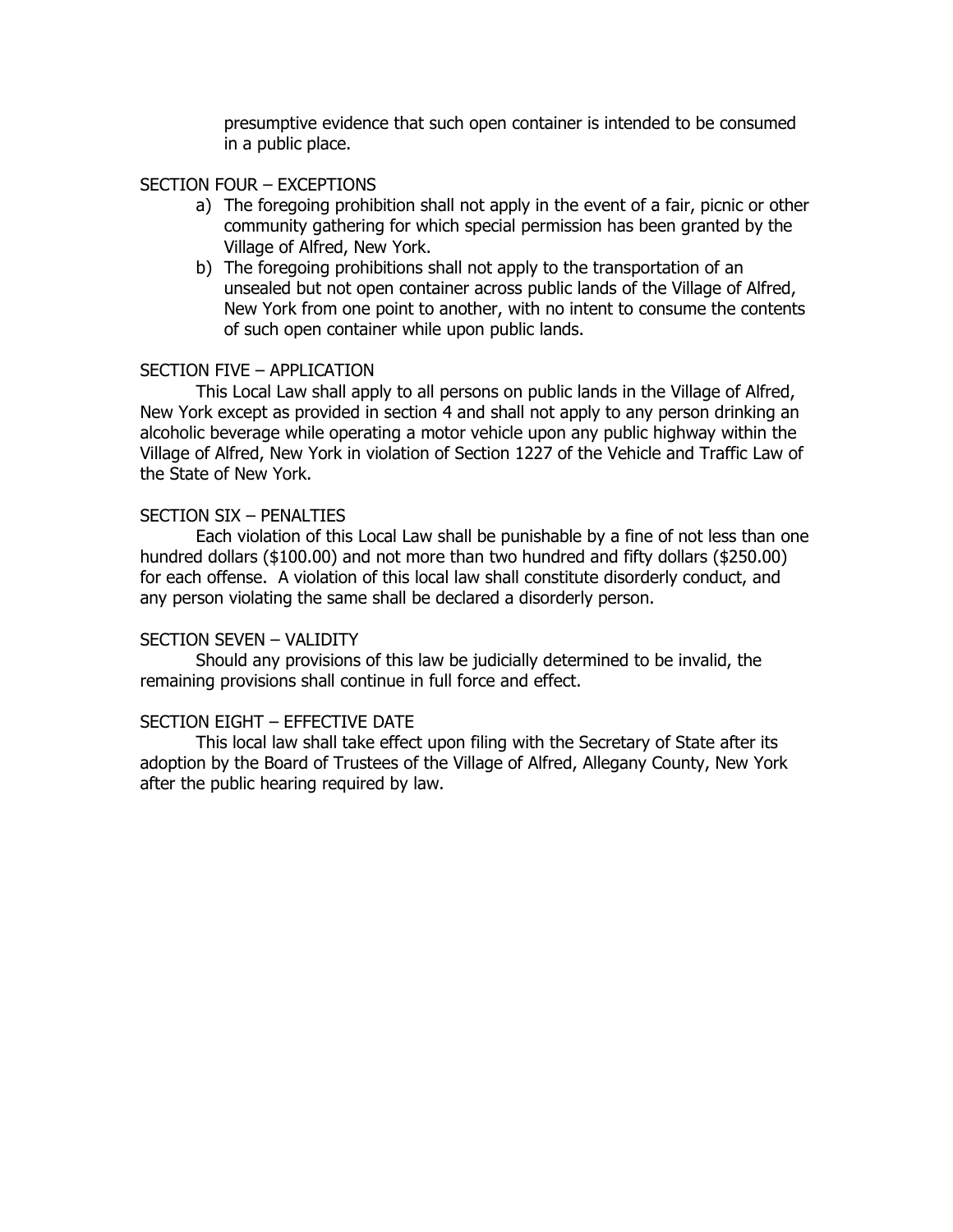presumptive evidence that such open container is intended to be consumed in a public place.

SECTION FOUR – EXCEPTIONS

a) The foregoing prohibition shall not apply in the event of a fair, picnic or other community gathering for which special permission has been granted by the Village of Alfred, New York.
b) The foregoing prohibitions shall not apply to the transportation of an unsealed but not open container across public lands of the Village of Alfred, New York from one point to another, with no intent to consume the contents of such open container while upon public lands.

SECTION FIVE – APPLICATION

This Local Law shall apply to all persons on public lands in the Village of Alfred, New York except as provided in section 4 and shall not apply to any person drinking an alcoholic beverage while operating a motor vehicle upon any public highway within the Village of Alfred, New York in violation of Section 1227 of the Vehicle and Traffic Law of the State of New York.

SECTION SIX – PENALTIES

Each violation of this Local Law shall be punishable by a fine of not less than one hundred dollars ($100.00) and not more than two hundred and fifty dollars ($250.00) for each offense. A violation of this local law shall constitute disorderly conduct, and any person violating the same shall be declared a disorderly person.

SECTION SEVEN – VALIDITY

Should any provisions of this law be judicially determined to be invalid, the remaining provisions shall continue in full force and effect.

SECTION EIGHT – EFFECTIVE DATE

This local law shall take effect upon filing with the Secretary of State after its adoption by the Board of Trustees of the Village of Alfred, Allegany County, New York after the public hearing required by law.